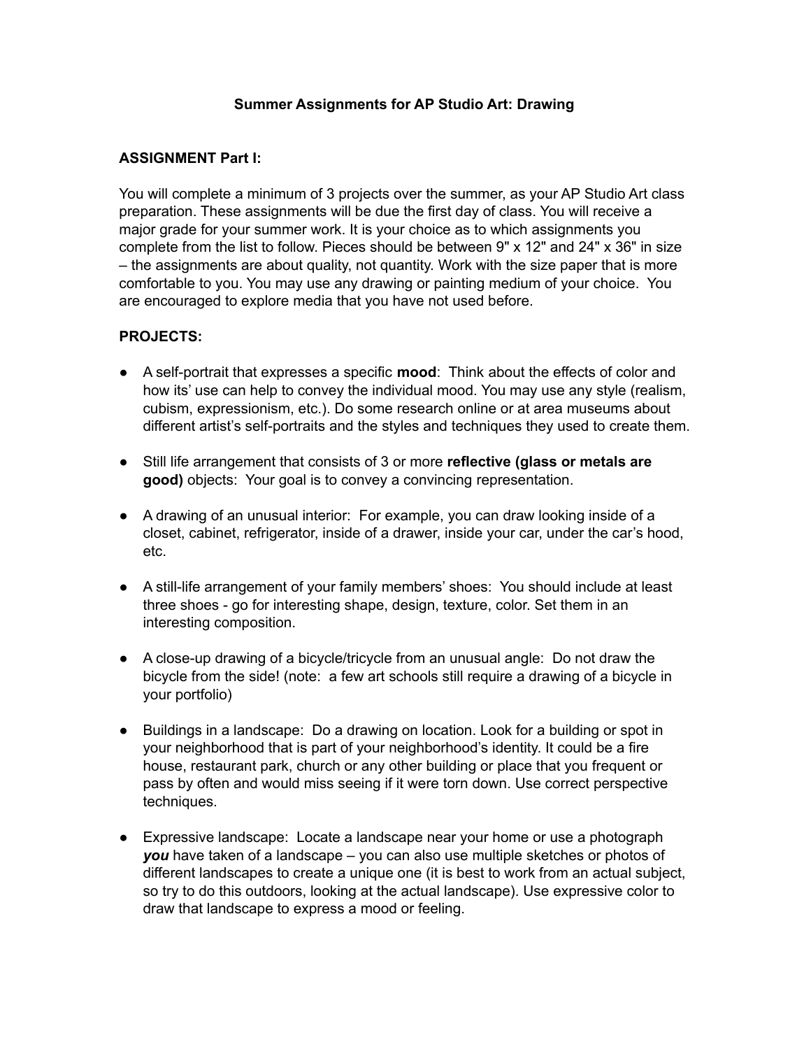# Summer Assignments for AP Studio Art: Drawing

**ASSIGNMENT Part I:**

You will complete a minimum of 3 projects over the summer, as your AP Studio Art class preparation. These assignments will be due the first day of class. You will receive a major grade for your summer work. It is your choice as to which assignments you complete from the list to follow. Pieces should be between 9" x 12" and 24" x 36" in size – the assignments are about quality, not quantity. Work with the size paper that is more comfortable to you. You may use any drawing or painting medium of your choice. You are encouraged to explore media that you have not used before.

**PROJECTS:**

- A self-portrait that expresses a specific **mood**: Think about the effects of color and how its' use can help to convey the individual mood. You may use any style (realism, cubism, expressionism, etc.). Do some research online or at area museums about different artist's self-portraits and the styles and techniques they used to create them.

- Still life arrangement that consists of 3 or more **reflective (glass or metals are good)** objects: Your goal is to convey a convincing representation.

- A drawing of an unusual interior: For example, you can draw looking inside of a closet, cabinet, refrigerator, inside of a drawer, inside your car, under the car's hood, etc.

- A still-life arrangement of your family members' shoes: You should include at least three shoes - go for interesting shape, design, texture, color. Set them in an interesting composition.

- A close-up drawing of a bicycle/tricycle from an unusual angle: Do not draw the bicycle from the side! (note: a few art schools still require a drawing of a bicycle in your portfolio)

- Buildings in a landscape: Do a drawing on location. Look for a building or spot in your neighborhood that is part of your neighborhood's identity. It could be a fire house, restaurant park, church or any other building or place that you frequent or pass by often and would miss seeing if it were torn down. Use correct perspective techniques.

- Expressive landscape: Locate a landscape near your home or use a photograph ***you*** have taken of a landscape – you can also use multiple sketches or photos of different landscapes to create a unique one (it is best to work from an actual subject, so try to do this outdoors, looking at the actual landscape). Use expressive color to draw that landscape to express a mood or feeling.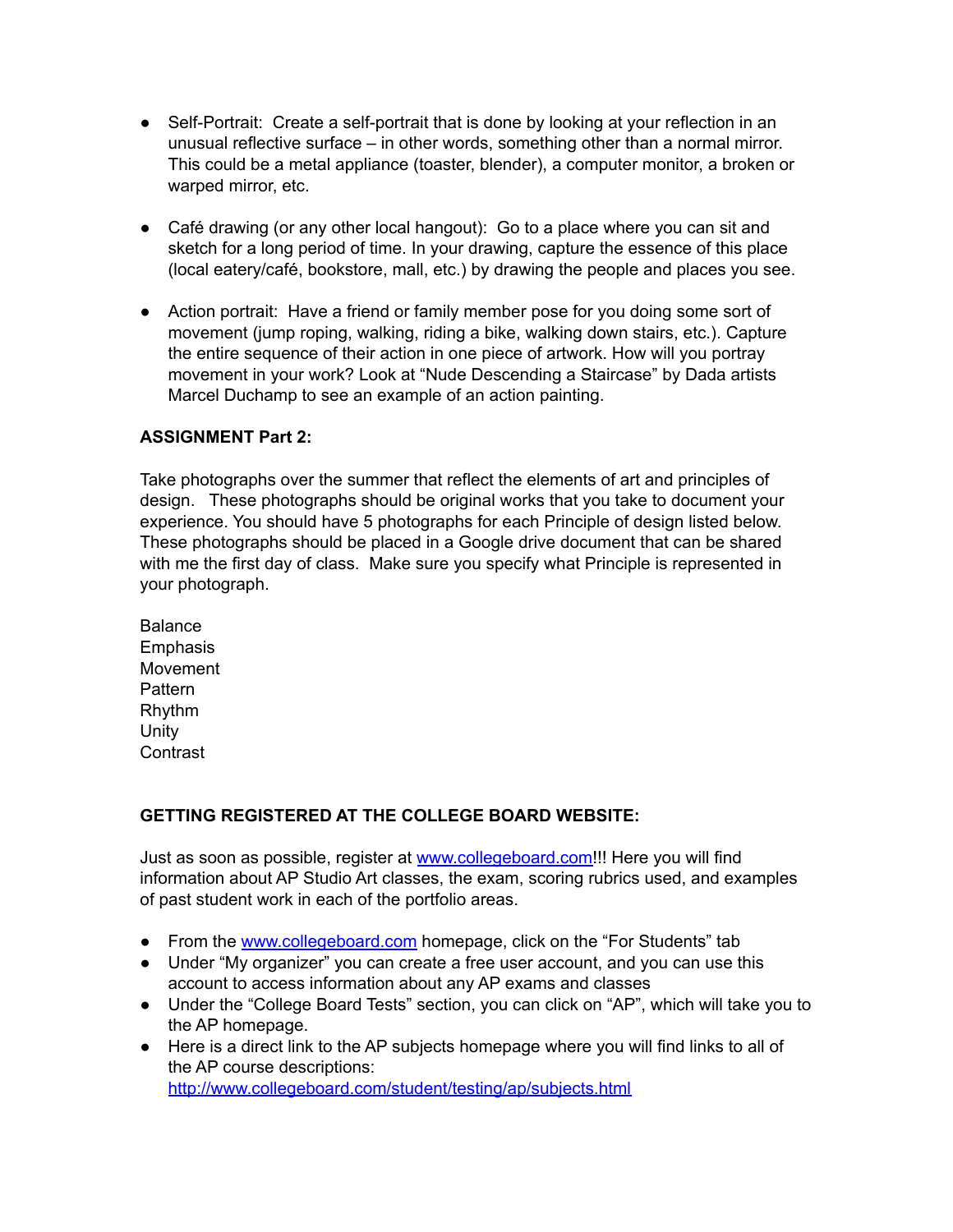- Self-Portrait: Create a self-portrait that is done by looking at your reflection in an unusual reflective surface – in other words, something other than a normal mirror. This could be a metal appliance (toaster, blender), a computer monitor, a broken or warped mirror, etc.

- Café drawing (or any other local hangout): Go to a place where you can sit and sketch for a long period of time. In your drawing, capture the essence of this place (local eatery/café, bookstore, mall, etc.) by drawing the people and places you see.

- Action portrait: Have a friend or family member pose for you doing some sort of movement (jump roping, walking, riding a bike, walking down stairs, etc.). Capture the entire sequence of their action in one piece of artwork. How will you portray movement in your work? Look at "Nude Descending a Staircase" by Dada artists Marcel Duchamp to see an example of an action painting.

**ASSIGNMENT Part 2:**

Take photographs over the summer that reflect the elements of art and principles of design. These photographs should be original works that you take to document your experience. You should have 5 photographs for each Principle of design listed below. These photographs should be placed in a Google drive document that can be shared with me the first day of class. Make sure you specify what Principle is represented in your photograph.

Balance
Emphasis
Movement
Pattern
Rhythm
Unity
Contrast

**GETTING REGISTERED AT THE COLLEGE BOARD WEBSITE:**

Just as soon as possible, register at [www.collegeboard.com](www.collegeboard.com)!!! Here you will find information about AP Studio Art classes, the exam, scoring rubrics used, and examples of past student work in each of the portfolio areas.

- From the [www.collegeboard.com](www.collegeboard.com) homepage, click on the "For Students" tab
- Under "My organizer" you can create a free user account, and you can use this account to access information about any AP exams and classes
- Under the "College Board Tests" section, you can click on "AP", which will take you to the AP homepage.
- Here is a direct link to the AP subjects homepage where you will find links to all of the AP course descriptions: [http://www.collegeboard.com/student/testing/ap/subjects.html](http://www.collegeboard.com/student/testing/ap/subjects.html)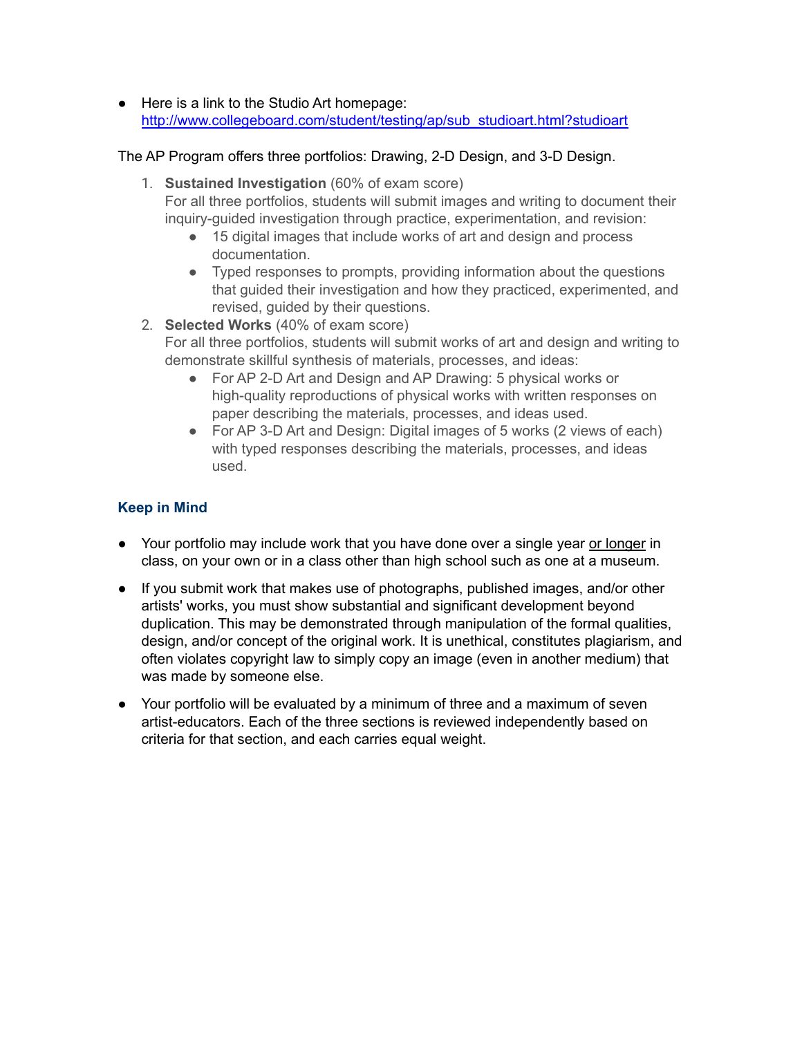- Here is a link to the Studio Art homepage: http://www.collegeboard.com/student/testing/ap/sub_studioart.html?studioart

The AP Program offers three portfolios: Drawing, 2-D Design, and 3-D Design.

1. **Sustained Investigation** (60% of exam score)
   For all three portfolios, students will submit images and writing to document their inquiry-guided investigation through practice, experimentation, and revision:
   - 15 digital images that include works of art and design and process documentation.
   - Typed responses to prompts, providing information about the questions that guided their investigation and how they practiced, experimented, and revised, guided by their questions.
2. **Selected Works** (40% of exam score)
   For all three portfolios, students will submit works of art and design and writing to demonstrate skillful synthesis of materials, processes, and ideas:
   - For AP 2-D Art and Design and AP Drawing: 5 physical works or high-quality reproductions of physical works with written responses on paper describing the materials, processes, and ideas used.
   - For AP 3-D Art and Design: Digital images of 5 works (2 views of each) with typed responses describing the materials, processes, and ideas used.

### Keep in Mind

- Your portfolio may include work that you have done over a single year <u>or longer</u> in class, on your own or in a class other than high school such as one at a museum.
- If you submit work that makes use of photographs, published images, and/or other artists' works, you must show substantial and significant development beyond duplication. This may be demonstrated through manipulation of the formal qualities, design, and/or concept of the original work. It is unethical, constitutes plagiarism, and often violates copyright law to simply copy an image (even in another medium) that was made by someone else.
- Your portfolio will be evaluated by a minimum of three and a maximum of seven artist-educators. Each of the three sections is reviewed independently based on criteria for that section, and each carries equal weight.